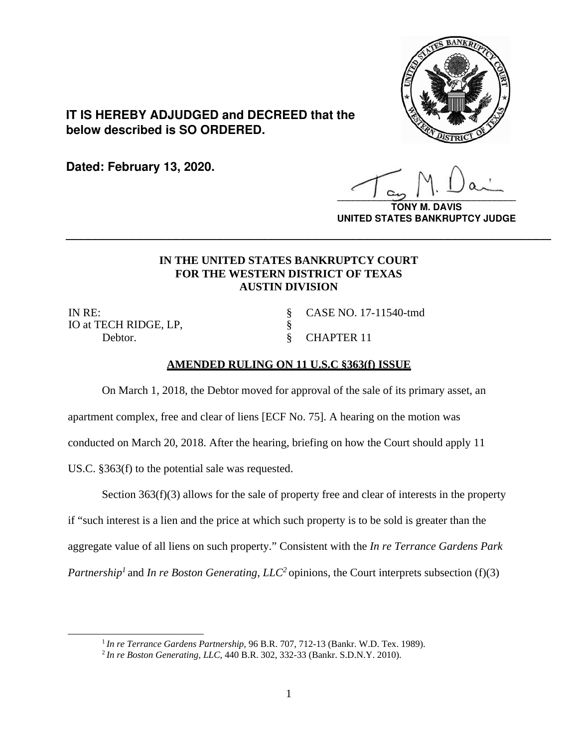**IT IS HEREBY ADJUDGED and DECREED that the below described is SO ORDERED.**

**Dated: February 13, 2020.**

**TONY M. DAVIS**
**UNITED STATES BANKRUPTCY JUDGE**

---

**IN THE UNITED STATES BANKRUPTCY COURT**
**FOR THE WESTERN DISTRICT OF TEXAS**
**AUSTIN DIVISION**

| | | |
|---|---|---|
| IN RE: | § | CASE NO. 17-11540-tmd |
| IO at TECH RIDGE, LP, | § | |
| Debtor. | § | CHAPTER 11 |

**AMENDED RULING ON 11 U.S.C §363(f) ISSUE**

On March 1, 2018, the Debtor moved for approval of the sale of its primary asset, an apartment complex, free and clear of liens [ECF No. 75]. A hearing on the motion was conducted on March 20, 2018. After the hearing, briefing on how the Court should apply 11 US.C. §363(f) to the potential sale was requested.

Section 363(f)(3) allows for the sale of property free and clear of interests in the property if "such interest is a lien and the price at which such property is to be sold is greater than the aggregate value of all liens on such property." Consistent with the *In re Terrance Gardens Park Partnership*[1] and *In re Boston Generating, LLC*[2] opinions, the Court interprets subsection (f)(3)

---

[1] *In re Terrance Gardens Partnership*, 96 B.R. 707, 712-13 (Bankr. W.D. Tex. 1989).

[2] *In re Boston Generating, LLC*, 440 B.R. 302, 332-33 (Bankr. S.D.N.Y. 2010).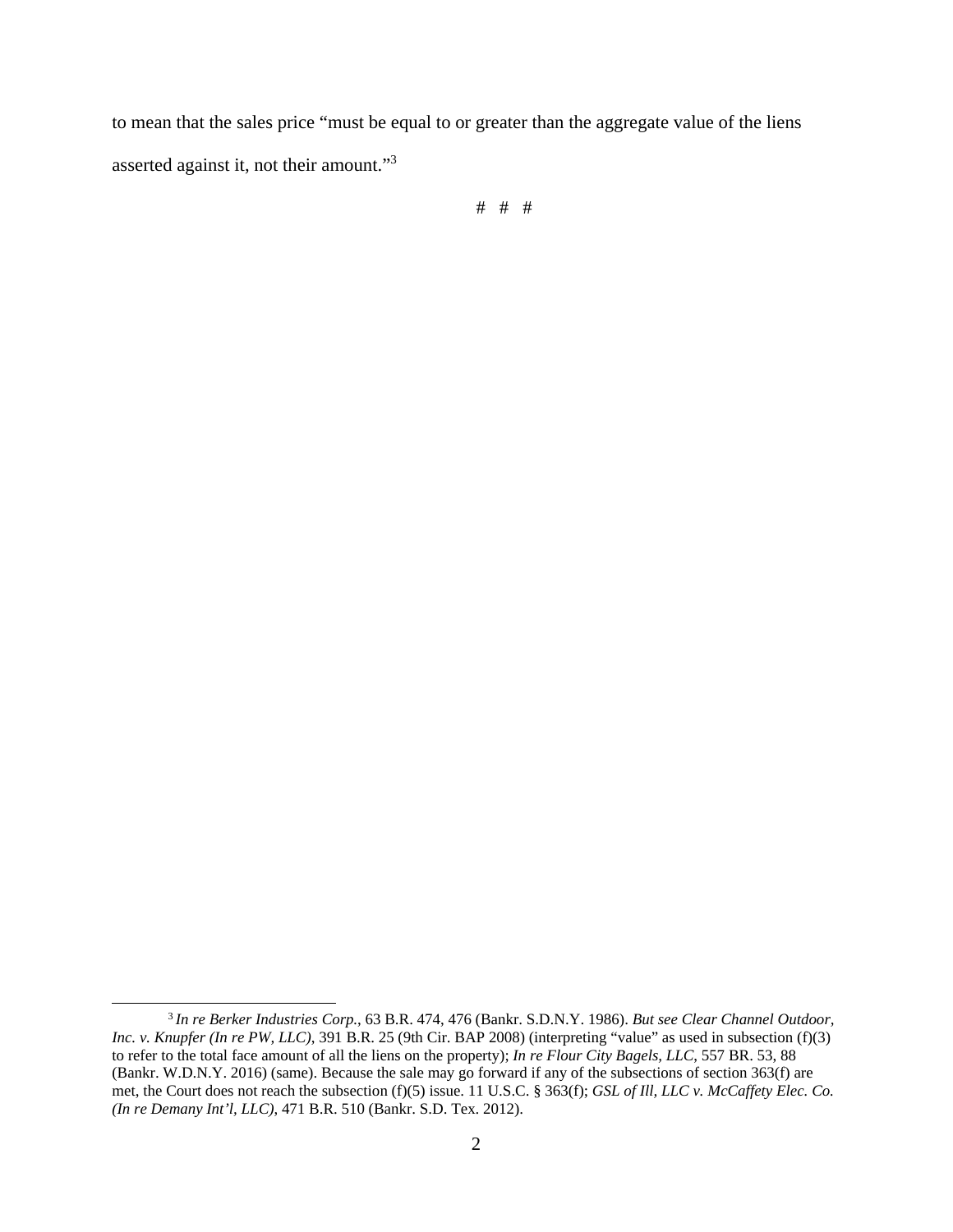to mean that the sales price "must be equal to or greater than the aggregate value of the liens asserted against it, not their amount."[3]

# # #

[3] *In re Berker Industries Corp.*, 63 B.R. 474, 476 (Bankr. S.D.N.Y. 1986). *But see Clear Channel Outdoor, Inc. v. Knupfer (In re PW, LLC)*, 391 B.R. 25 (9th Cir. BAP 2008) (interpreting "value" as used in subsection (f)(3) to refer to the total face amount of all the liens on the property); *In re Flour City Bagels, LLC*, 557 BR. 53, 88 (Bankr. W.D.N.Y. 2016) (same). Because the sale may go forward if any of the subsections of section 363(f) are met, the Court does not reach the subsection (f)(5) issue. 11 U.S.C. § 363(f); *GSL of Ill, LLC v. McCaffety Elec. Co. (In re Demany Int'l, LLC)*, 471 B.R. 510 (Bankr. S.D. Tex. 2012).